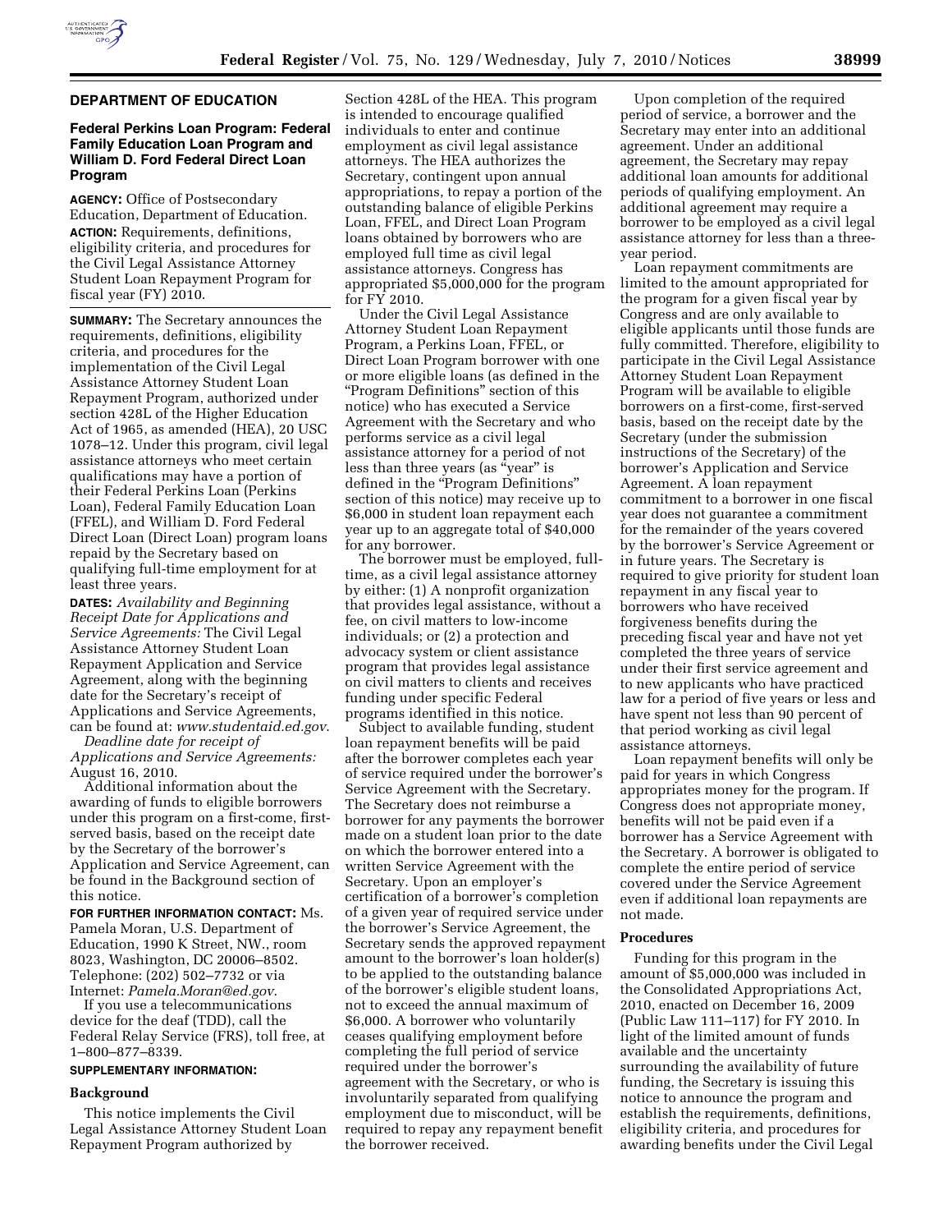## DEPARTMENT OF EDUCATION

### Federal Perkins Loan Program: Federal Family Education Loan Program and William D. Ford Federal Direct Loan Program

**AGENCY:** Office of Postsecondary Education, Department of Education.

**ACTION:** Requirements, definitions, eligibility criteria, and procedures for the Civil Legal Assistance Attorney Student Loan Repayment Program for fiscal year (FY) 2010.

**SUMMARY:** The Secretary announces the requirements, definitions, eligibility criteria, and procedures for the implementation of the Civil Legal Assistance Attorney Student Loan Repayment Program, authorized under section 428L of the Higher Education Act of 1965, as amended (HEA), 20 USC 1078–12. Under this program, civil legal assistance attorneys who meet certain qualifications may have a portion of their Federal Perkins Loan (Perkins Loan), Federal Family Education Loan (FFEL), and William D. Ford Federal Direct Loan (Direct Loan) program loans repaid by the Secretary based on qualifying full-time employment for at least three years.

**DATES:** *Availability and Beginning Receipt Date for Applications and Service Agreements:* The Civil Legal Assistance Attorney Student Loan Repayment Application and Service Agreement, along with the beginning date for the Secretary's receipt of Applications and Service Agreements, can be found at: *www.studentaid.ed.gov*.

*Deadline date for receipt of Applications and Service Agreements:* August 16, 2010.

Additional information about the awarding of funds to eligible borrowers under this program on a first-come, first-served basis, based on the receipt date by the Secretary of the borrower's Application and Service Agreement, can be found in the Background section of this notice.

**FOR FURTHER INFORMATION CONTACT:** Ms. Pamela Moran, U.S. Department of Education, 1990 K Street, NW., room 8023, Washington, DC 20006–8502. Telephone: (202) 502–7732 or via Internet: *Pamela.Moran@ed.gov*.

If you use a telecommunications device for the deaf (TDD), call the Federal Relay Service (FRS), toll free, at 1–800–877–8339.

**SUPPLEMENTARY INFORMATION:**

#### Background

This notice implements the Civil Legal Assistance Attorney Student Loan Repayment Program authorized by Section 428L of the HEA. This program is intended to encourage qualified individuals to enter and continue employment as civil legal assistance attorneys. The HEA authorizes the Secretary, contingent upon annual appropriations, to repay a portion of the outstanding balance of eligible Perkins Loan, FFEL, and Direct Loan Program loans obtained by borrowers who are employed full time as civil legal assistance attorneys. Congress has appropriated $5,000,000 for the program for FY 2010.

Under the Civil Legal Assistance Attorney Student Loan Repayment Program, a Perkins Loan, FFEL, or Direct Loan Program borrower with one or more eligible loans (as defined in the "Program Definitions" section of this notice) who has executed a Service Agreement with the Secretary and who performs service as a civil legal assistance attorney for a period of not less than three years (as "year" is defined in the "Program Definitions" section of this notice) may receive up to $6,000 in student loan repayment each year up to an aggregate total of $40,000 for any borrower.

The borrower must be employed, full-time, as a civil legal assistance attorney by either: (1) A nonprofit organization that provides legal assistance, without a fee, on civil matters to low-income individuals; or (2) a protection and advocacy system or client assistance program that provides legal assistance on civil matters to clients and receives funding under specific Federal programs identified in this notice.

Subject to available funding, student loan repayment benefits will be paid after the borrower completes each year of service required under the borrower's Service Agreement with the Secretary. The Secretary does not reimburse a borrower for any payments the borrower made on a student loan prior to the date on which the borrower entered into a written Service Agreement with the Secretary. Upon an employer's certification of a borrower's completion of a given year of required service under the borrower's Service Agreement, the Secretary sends the approved repayment amount to the borrower's loan holder(s) to be applied to the outstanding balance of the borrower's eligible student loans, not to exceed the annual maximum of $6,000. A borrower who voluntarily ceases qualifying employment before completing the full period of service required under the borrower's agreement with the Secretary, or who is involuntarily separated from qualifying employment due to misconduct, will be required to repay any repayment benefit the borrower received.

Upon completion of the required period of service, a borrower and the Secretary may enter into an additional agreement. Under an additional agreement, the Secretary may repay additional loan amounts for additional periods of qualifying employment. An additional agreement may require a borrower to be employed as a civil legal assistance attorney for less than a three-year period.

Loan repayment commitments are limited to the amount appropriated for the program for a given fiscal year by Congress and are only available to eligible applicants until those funds are fully committed. Therefore, eligibility to participate in the Civil Legal Assistance Attorney Student Loan Repayment Program will be available to eligible borrowers on a first-come, first-served basis, based on the receipt date by the Secretary (under the submission instructions of the Secretary) of the borrower's Application and Service Agreement. A loan repayment commitment to a borrower in one fiscal year does not guarantee a commitment for the remainder of the years covered by the borrower's Service Agreement or in future years. The Secretary is required to give priority for student loan repayment in any fiscal year to borrowers who have received forgiveness benefits during the preceding fiscal year and have not yet completed the three years of service under their first service agreement and to new applicants who have practiced law for a period of five years or less and have spent not less than 90 percent of that period working as civil legal assistance attorneys.

Loan repayment benefits will only be paid for years in which Congress appropriates money for the program. If Congress does not appropriate money, benefits will not be paid even if a borrower has a Service Agreement with the Secretary. A borrower is obligated to complete the entire period of service covered under the Service Agreement even if additional loan repayments are not made.

#### Procedures

Funding for this program in the amount of $5,000,000 was included in the Consolidated Appropriations Act, 2010, enacted on December 16, 2009 (Public Law 111–117) for FY 2010. In light of the limited amount of funds available and the uncertainty surrounding the availability of future funding, the Secretary is issuing this notice to announce the program and establish the requirements, definitions, eligibility criteria, and procedures for awarding benefits under the Civil Legal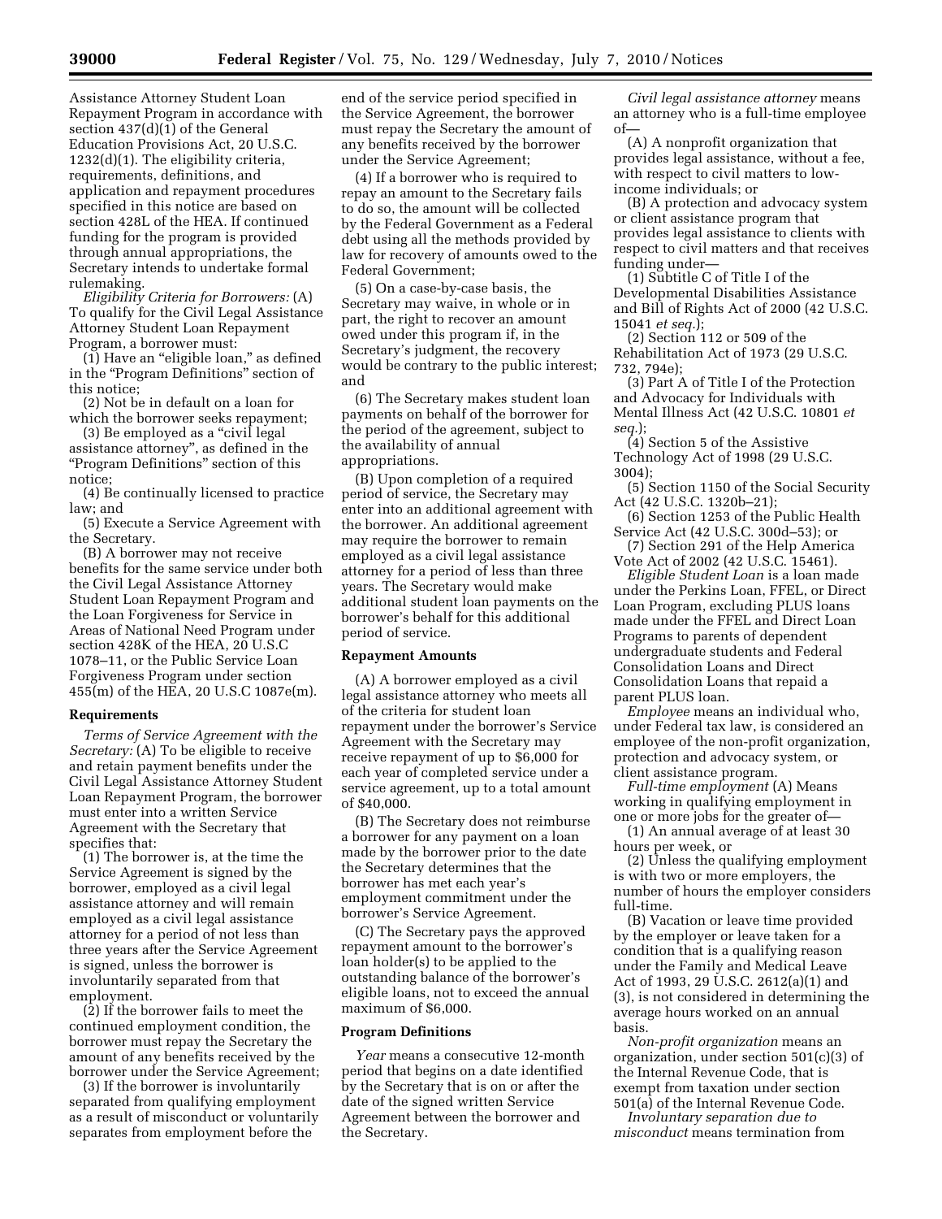Assistance Attorney Student Loan Repayment Program in accordance with section 437(d)(1) of the General Education Provisions Act, 20 U.S.C. 1232(d)(1). The eligibility criteria, requirements, definitions, and application and repayment procedures specified in this notice are based on section 428L of the HEA. If continued funding for the program is provided through annual appropriations, the Secretary intends to undertake formal rulemaking.

*Eligibility Criteria for Borrowers:* (A) To qualify for the Civil Legal Assistance Attorney Student Loan Repayment Program, a borrower must:

(1) Have an "eligible loan," as defined in the "Program Definitions" section of this notice;

(2) Not be in default on a loan for which the borrower seeks repayment;

(3) Be employed as a "civil legal assistance attorney", as defined in the "Program Definitions" section of this notice;

(4) Be continually licensed to practice law; and

(5) Execute a Service Agreement with the Secretary.

(B) A borrower may not receive benefits for the same service under both the Civil Legal Assistance Attorney Student Loan Repayment Program and the Loan Forgiveness for Service in Areas of National Need Program under section 428K of the HEA, 20 U.S.C 1078–11, or the Public Service Loan Forgiveness Program under section 455(m) of the HEA, 20 U.S.C 1087e(m).

## Requirements

*Terms of Service Agreement with the Secretary:* (A) To be eligible to receive and retain payment benefits under the Civil Legal Assistance Attorney Student Loan Repayment Program, the borrower must enter into a written Service Agreement with the Secretary that specifies that:

(1) The borrower is, at the time the Service Agreement is signed by the borrower, employed as a civil legal assistance attorney and will remain employed as a civil legal assistance attorney for a period of not less than three years after the Service Agreement is signed, unless the borrower is involuntarily separated from that employment.

(2) If the borrower fails to meet the continued employment condition, the borrower must repay the Secretary the amount of any benefits received by the borrower under the Service Agreement;

(3) If the borrower is involuntarily separated from qualifying employment as a result of misconduct or voluntarily separates from employment before the end of the service period specified in the Service Agreement, the borrower must repay the Secretary the amount of any benefits received by the borrower under the Service Agreement;

(4) If a borrower who is required to repay an amount to the Secretary fails to do so, the amount will be collected by the Federal Government as a Federal debt using all the methods provided by law for recovery of amounts owed to the Federal Government;

(5) On a case-by-case basis, the Secretary may waive, in whole or in part, the right to recover an amount owed under this program if, in the Secretary's judgment, the recovery would be contrary to the public interest; and

(6) The Secretary makes student loan payments on behalf of the borrower for the period of the agreement, subject to the availability of annual appropriations.

(B) Upon completion of a required period of service, the Secretary may enter into an additional agreement with the borrower. An additional agreement may require the borrower to remain employed as a civil legal assistance attorney for a period of less than three years. The Secretary would make additional student loan payments on the borrower's behalf for this additional period of service.

## Repayment Amounts

(A) A borrower employed as a civil legal assistance attorney who meets all of the criteria for student loan repayment under the borrower's Service Agreement with the Secretary may receive repayment of up to $6,000 for each year of completed service under a service agreement, up to a total amount of $40,000.

(B) The Secretary does not reimburse a borrower for any payment on a loan made by the borrower prior to the date the Secretary determines that the borrower has met each year's employment commitment under the borrower's Service Agreement.

(C) The Secretary pays the approved repayment amount to the borrower's loan holder(s) to be applied to the outstanding balance of the borrower's eligible loans, not to exceed the annual maximum of $6,000.

## Program Definitions

*Year* means a consecutive 12-month period that begins on a date identified by the Secretary that is on or after the date of the signed written Service Agreement between the borrower and the Secretary.

*Civil legal assistance attorney* means an attorney who is a full-time employee of—

(A) A nonprofit organization that provides legal assistance, without a fee, with respect to civil matters to low-income individuals; or

(B) A protection and advocacy system or client assistance program that provides legal assistance to clients with respect to civil matters and that receives funding under—

(1) Subtitle C of Title I of the Developmental Disabilities Assistance and Bill of Rights Act of 2000 (42 U.S.C. 15041 *et seq.*);

(2) Section 112 or 509 of the Rehabilitation Act of 1973 (29 U.S.C. 732, 794e);

(3) Part A of Title I of the Protection and Advocacy for Individuals with Mental Illness Act (42 U.S.C. 10801 *et seq.*);

(4) Section 5 of the Assistive Technology Act of 1998 (29 U.S.C. 3004);

(5) Section 1150 of the Social Security Act (42 U.S.C. 1320b–21);

(6) Section 1253 of the Public Health Service Act (42 U.S.C. 300d–53); or

(7) Section 291 of the Help America Vote Act of 2002 (42 U.S.C. 15461).

*Eligible Student Loan* is a loan made under the Perkins Loan, FFEL, or Direct Loan Program, excluding PLUS loans made under the FFEL and Direct Loan Programs to parents of dependent undergraduate students and Federal Consolidation Loans and Direct Consolidation Loans that repaid a parent PLUS loan.

*Employee* means an individual who, under Federal tax law, is considered an employee of the non-profit organization, protection and advocacy system, or client assistance program.

*Full-time employment* (A) Means working in qualifying employment in one or more jobs for the greater of—

(1) An annual average of at least 30 hours per week, or

(2) Unless the qualifying employment is with two or more employers, the number of hours the employer considers full-time.

(B) Vacation or leave time provided by the employer or leave taken for a condition that is a qualifying reason under the Family and Medical Leave Act of 1993, 29 U.S.C. 2612(a)(1) and (3), is not considered in determining the average hours worked on an annual basis.

*Non-profit organization* means an organization, under section 501(c)(3) of the Internal Revenue Code, that is exempt from taxation under section 501(a) of the Internal Revenue Code.

*Involuntary separation due to misconduct* means termination from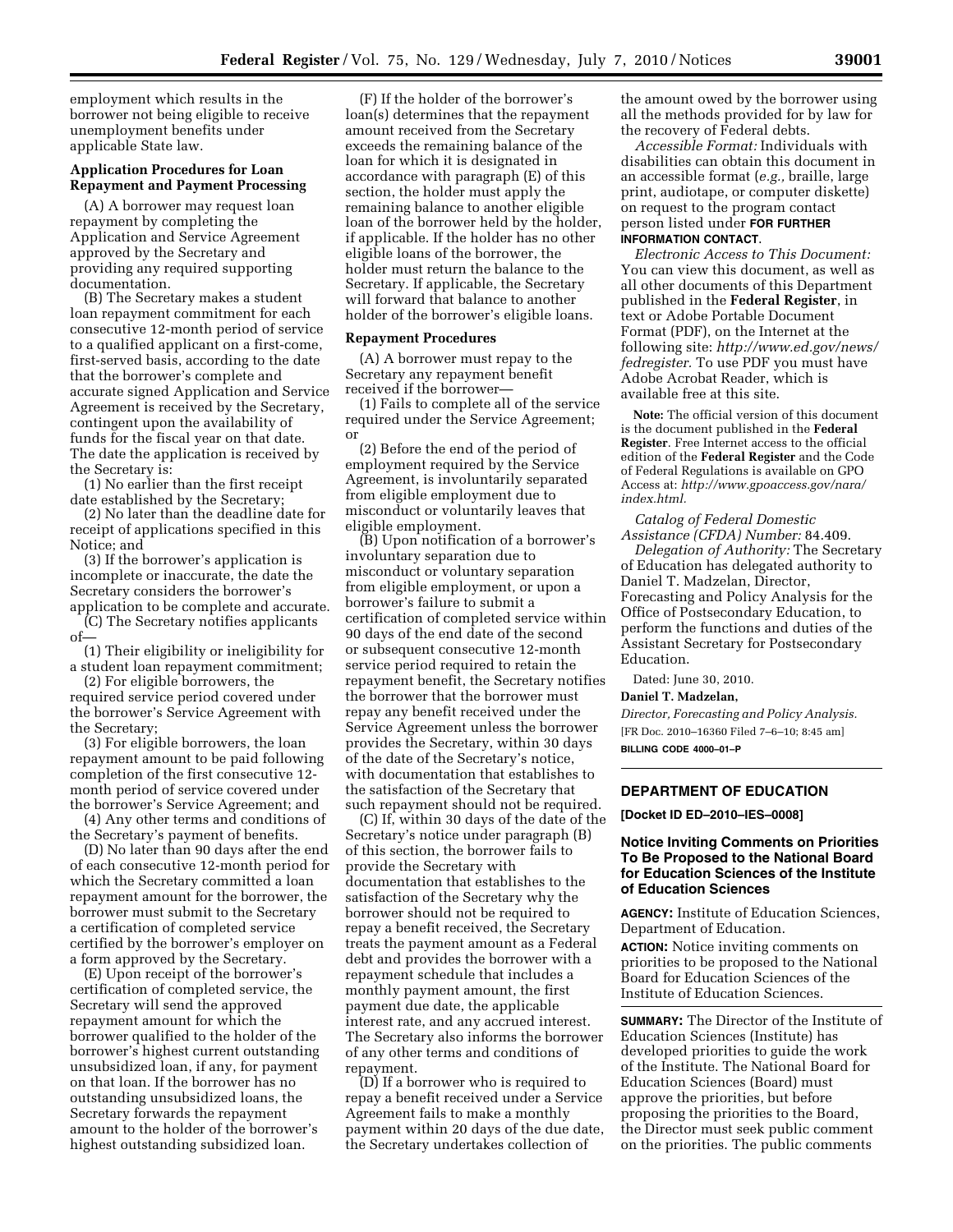employment which results in the borrower not being eligible to receive unemployment benefits under applicable State law.

**Application Procedures for Loan Repayment and Payment Processing**

(A) A borrower may request loan repayment by completing the Application and Service Agreement approved by the Secretary and providing any required supporting documentation.

(B) The Secretary makes a student loan repayment commitment for each consecutive 12-month period of service to a qualified applicant on a first-come, first-served basis, according to the date that the borrower's complete and accurate signed Application and Service Agreement is received by the Secretary, contingent upon the availability of funds for the fiscal year on that date. The date the application is received by the Secretary is:

(1) No earlier than the first receipt date established by the Secretary;

(2) No later than the deadline date for receipt of applications specified in this Notice; and

(3) If the borrower's application is incomplete or inaccurate, the date the Secretary considers the borrower's application to be complete and accurate.

(C) The Secretary notifies applicants of—

(1) Their eligibility or ineligibility for a student loan repayment commitment;

(2) For eligible borrowers, the required service period covered under the borrower's Service Agreement with the Secretary;

(3) For eligible borrowers, the loan repayment amount to be paid following completion of the first consecutive 12-month period of service covered under the borrower's Service Agreement; and

(4) Any other terms and conditions of the Secretary's payment of benefits.

(D) No later than 90 days after the end of each consecutive 12-month period for which the Secretary committed a loan repayment amount for the borrower, the borrower must submit to the Secretary a certification of completed service certified by the borrower's employer on a form approved by the Secretary.

(E) Upon receipt of the borrower's certification of completed service, the Secretary will send the approved repayment amount for which the borrower qualified to the holder of the borrower's highest current outstanding unsubsidized loan, if any, for payment on that loan. If the borrower has no outstanding unsubsidized loans, the Secretary forwards the repayment amount to the holder of the borrower's highest outstanding subsidized loan.

(F) If the holder of the borrower's loan(s) determines that the repayment amount received from the Secretary exceeds the remaining balance of the loan for which it is designated in accordance with paragraph (E) of this section, the holder must apply the remaining balance to another eligible loan of the borrower held by the holder, if applicable. If the holder has no other eligible loans of the borrower, the holder must return the balance to the Secretary. If applicable, the Secretary will forward that balance to another holder of the borrower's eligible loans.

**Repayment Procedures**

(A) A borrower must repay to the Secretary any repayment benefit received if the borrower—

(1) Fails to complete all of the service required under the Service Agreement; or

(2) Before the end of the period of employment required by the Service Agreement, is involuntarily separated from eligible employment due to misconduct or voluntarily leaves that eligible employment.

(B) Upon notification of a borrower's involuntary separation due to misconduct or voluntary separation from eligible employment, or upon a borrower's failure to submit a certification of completed service within 90 days of the end date of the second or subsequent consecutive 12-month service period required to retain the repayment benefit, the Secretary notifies the borrower that the borrower must repay any benefit received under the Service Agreement unless the borrower provides the Secretary, within 30 days of the date of the Secretary's notice, with documentation that establishes to the satisfaction of the Secretary that such repayment should not be required.

(C) If, within 30 days of the date of the Secretary's notice under paragraph (B) of this section, the borrower fails to provide the Secretary with documentation that establishes to the satisfaction of the Secretary why the borrower should not be required to repay a benefit received, the Secretary treats the payment amount as a Federal debt and provides the borrower with a repayment schedule that includes a monthly payment amount, the first payment due date, the applicable interest rate, and any accrued interest. The Secretary also informs the borrower of any other terms and conditions of repayment.

(D) If a borrower who is required to repay a benefit received under a Service Agreement fails to make a monthly payment within 20 days of the due date, the Secretary undertakes collection of the amount owed by the borrower using all the methods provided for by law for the recovery of Federal debts.

*Accessible Format:* Individuals with disabilities can obtain this document in an accessible format (*e.g.,* braille, large print, audiotape, or computer diskette) on request to the program contact person listed under **FOR FURTHER INFORMATION CONTACT**.

*Electronic Access to This Document:* You can view this document, as well as all other documents of this Department published in the **Federal Register**, in text or Adobe Portable Document Format (PDF), on the Internet at the following site: *http://www.ed.gov/news/fedregister.* To use PDF you must have Adobe Acrobat Reader, which is available free at this site.

**Note:** The official version of this document is the document published in the **Federal Register**. Free Internet access to the official edition of the **Federal Register** and the Code of Federal Regulations is available on GPO Access at: *http://www.gpoaccess.gov/nara/index.html.*

*Catalog of Federal Domestic Assistance (CFDA) Number:* 84.409.

*Delegation of Authority:* The Secretary of Education has delegated authority to Daniel T. Madzelan, Director, Forecasting and Policy Analysis for the Office of Postsecondary Education, to perform the functions and duties of the Assistant Secretary for Postsecondary Education.

Dated: June 30, 2010.

**Daniel T. Madzelan,**

*Director, Forecasting and Policy Analysis.*

[FR Doc. 2010–16360 Filed 7–6–10; 8:45 am]

**BILLING CODE 4000–01–P**

## DEPARTMENT OF EDUCATION

**[Docket ID ED–2010–IES–0008]**

### Notice Inviting Comments on Priorities To Be Proposed to the National Board for Education Sciences of the Institute of Education Sciences

**AGENCY:** Institute of Education Sciences, Department of Education.

**ACTION:** Notice inviting comments on priorities to be proposed to the National Board for Education Sciences of the Institute of Education Sciences.

**SUMMARY:** The Director of the Institute of Education Sciences (Institute) has developed priorities to guide the work of the Institute. The National Board for Education Sciences (Board) must approve the priorities, but before proposing the priorities to the Board, the Director must seek public comment on the priorities. The public comments